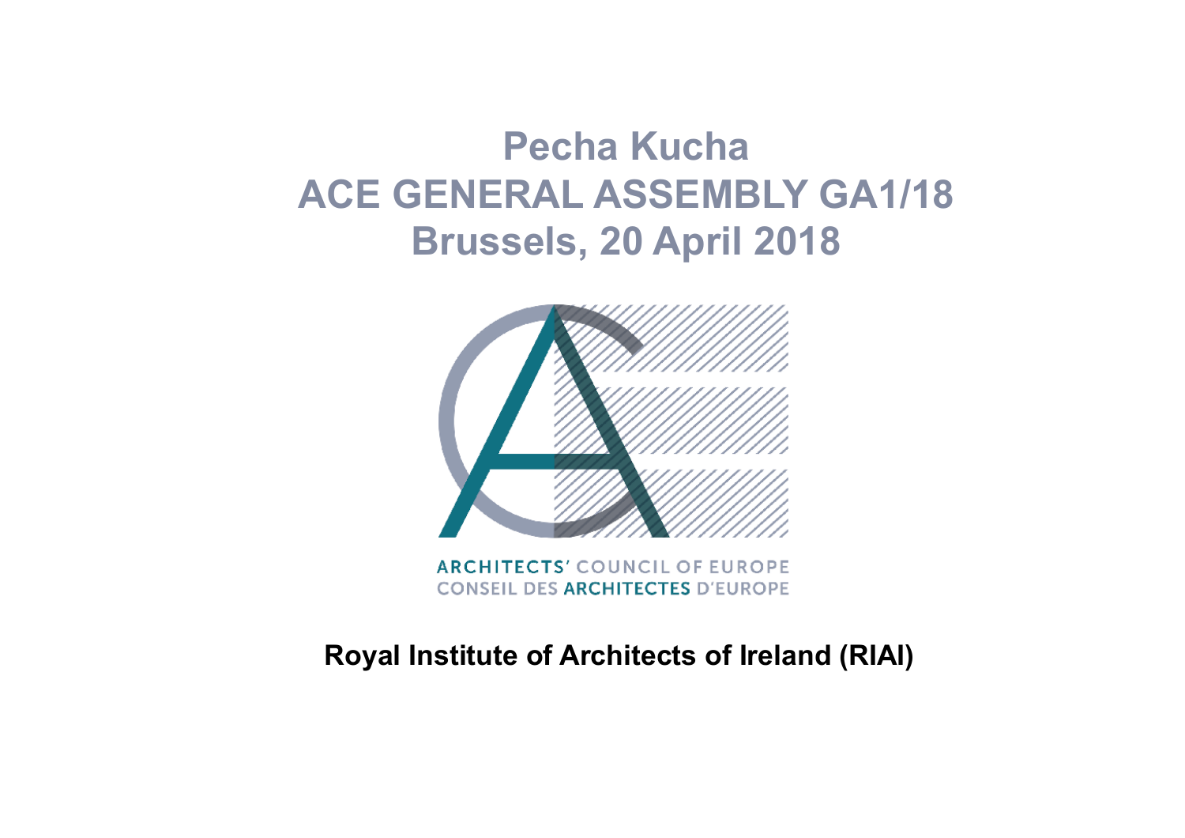# Pecha Kucha
# ACE GENERAL ASSEMBLY GA1/18
# Brussels, 20 April 2018

ARCHITECTS' COUNCIL OF EUROPE
CONSEIL DES ARCHITECTES D'EUROPE

**Royal Institute of Architects of Ireland (RIAI)**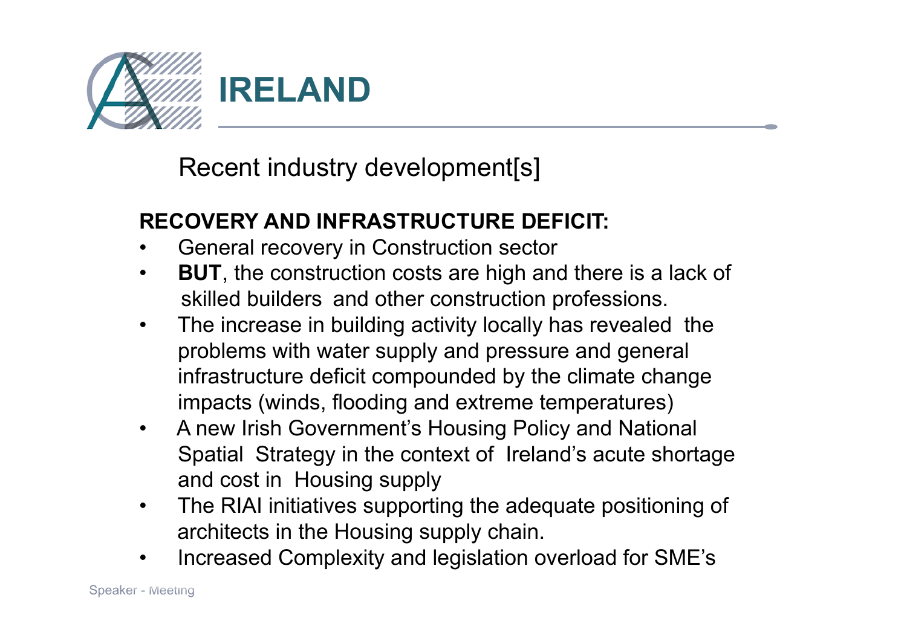# IRELAND

Recent industry development[s]

**RECOVERY AND INFRASTRUCTURE DEFICIT:**

- General recovery in Construction sector
- **BUT**, the construction costs are high and there is a lack of skilled builders and other construction professions.
- The increase in building activity locally has revealed the problems with water supply and pressure and general infrastructure deficit compounded by the climate change impacts (winds, flooding and extreme temperatures)
- A new Irish Government's Housing Policy and National Spatial Strategy in the context of Ireland's acute shortage and cost in Housing supply
- The RIAI initiatives supporting the adequate positioning of architects in the Housing supply chain.
- Increased Complexity and legislation overload for SME's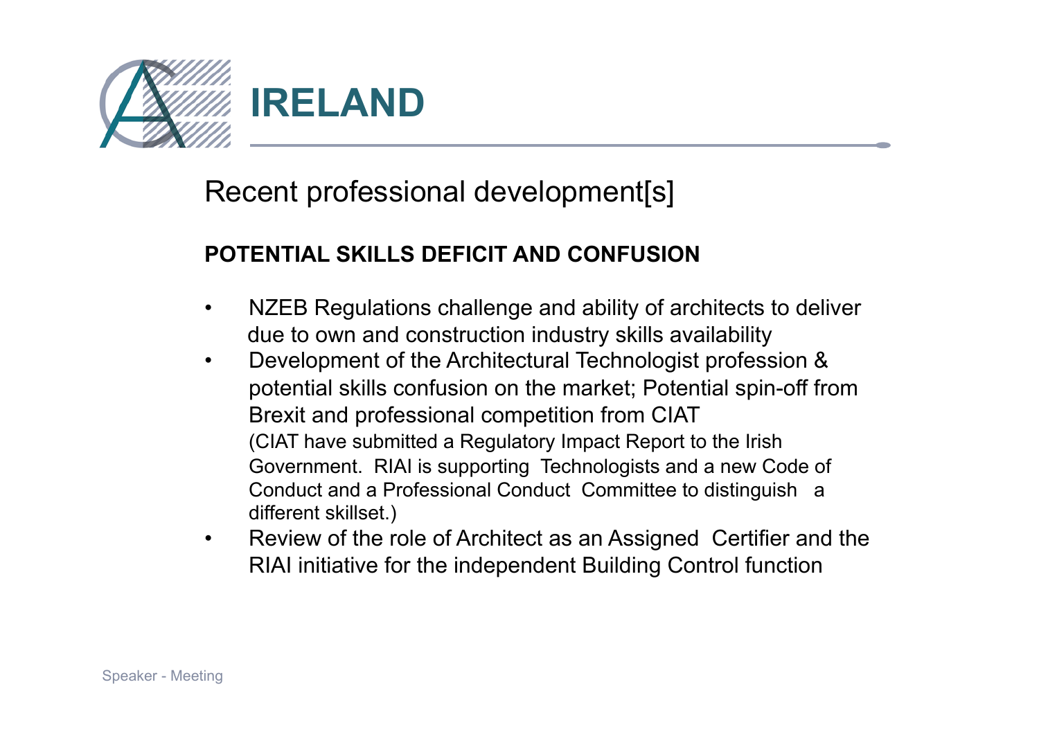# IRELAND

## Recent professional development[s]

**POTENTIAL SKILLS DEFICIT AND CONFUSION**

- NZEB Regulations challenge and ability of architects to deliver due to own and construction industry skills availability
- Development of the Architectural Technologist profession & potential skills confusion on the market; Potential spin-off from Brexit and professional competition from CIAT
  (CIAT have submitted a Regulatory Impact Report to the Irish Government. RIAI is supporting Technologists and a new Code of Conduct and a Professional Conduct Committee to distinguish a different skillset.)
- Review of the role of Architect as an Assigned Certifier and the RIAI initiative for the independent Building Control function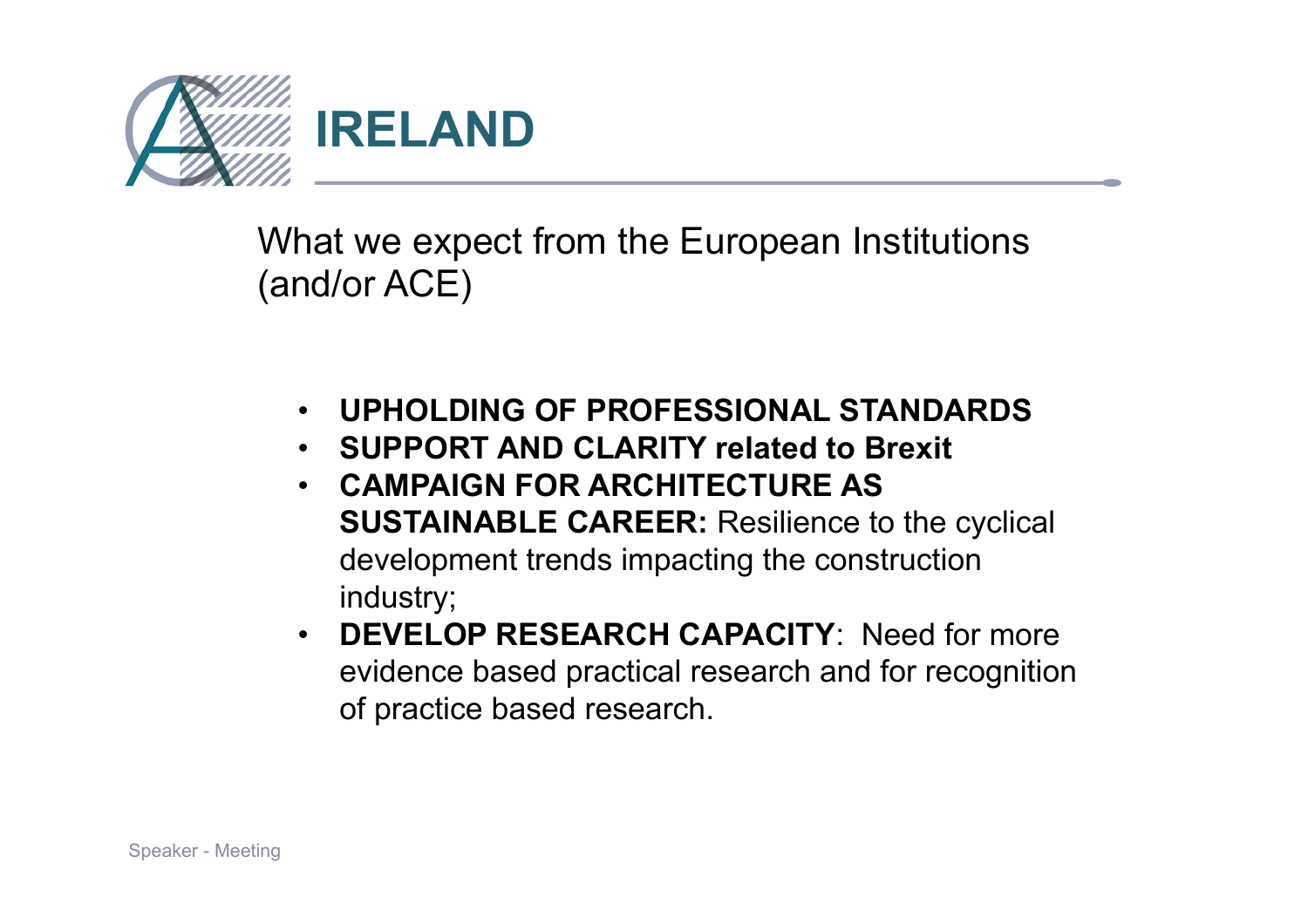# IRELAND

What we expect from the European Institutions (and/or ACE)

- **UPHOLDING OF PROFESSIONAL STANDARDS**
- **SUPPORT AND CLARITY related to Brexit**
- **CAMPAIGN FOR ARCHITECTURE AS SUSTAINABLE CAREER:** Resilience to the cyclical development trends impacting the construction industry;
- **DEVELOP RESEARCH CAPACITY**: Need for more evidence based practical research and for recognition of practice based research.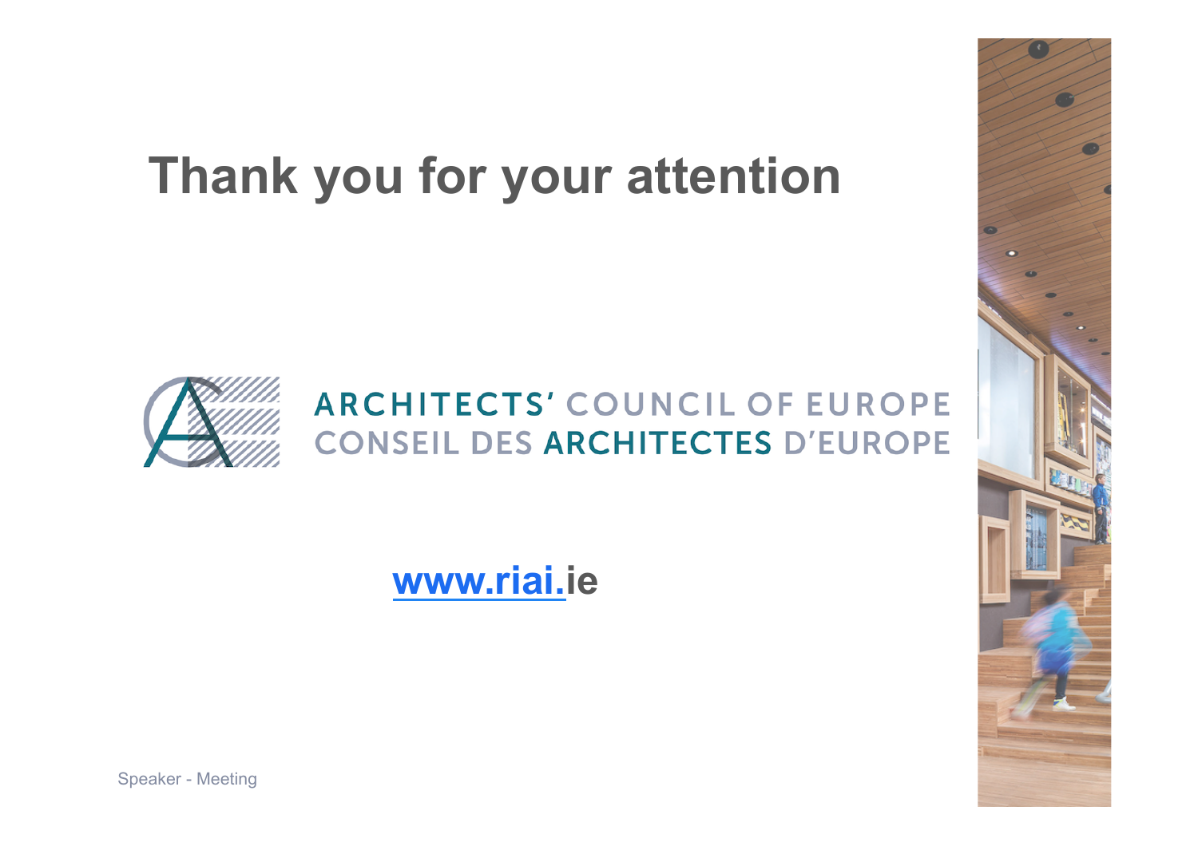# Thank you for your attention

ARCHITECTS' COUNCIL OF EUROPE
CONSEIL DES ARCHITECTES D'EUROPE

[www.riai.](http://www.riai.ie)ie

Speaker - Meeting